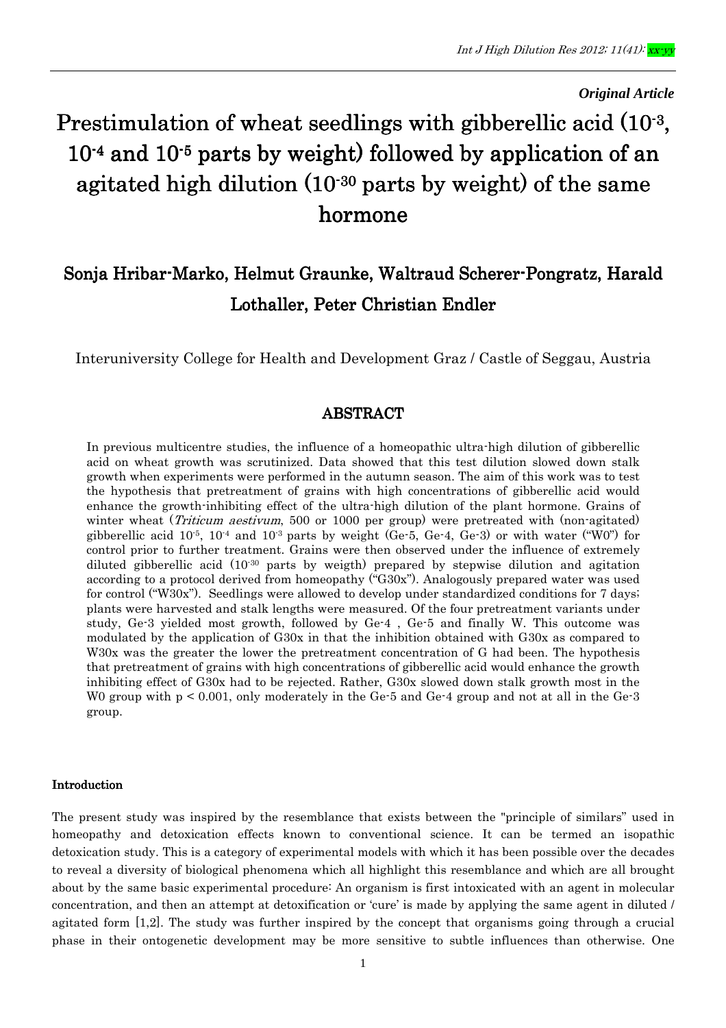*Original Article*

# Prestimulation of wheat seedlings with gibberellic acid ($10^{-3}$, $10^{-4}$ and $10^{-5}$ parts by weight) followed by application of an agitated high dilution ($10^{-30}$ parts by weight) of the same hormone

## Sonja Hribar-Marko, Helmut Graunke, Waltraud Scherer-Pongratz, Harald Lothaller, Peter Christian Endler

Interuniversity College for Health and Development Graz / Castle of Seggau, Austria

## ABSTRACT

In previous multicentre studies, the influence of a homeopathic ultra-high dilution of gibberellic acid on wheat growth was scrutinized. Data showed that this test dilution slowed down stalk growth when experiments were performed in the autumn season. The aim of this work was to test the hypothesis that pretreatment of grains with high concentrations of gibberellic acid would enhance the growth-inhibiting effect of the ultra-high dilution of the plant hormone. Grains of winter wheat (*Triticum aestivum*, 500 or 1000 per group) were pretreated with (non-agitated) gibberellic acid $10^{-5}$, $10^{-4}$ and $10^{-3}$ parts by weight (Ge-5, Ge-4, Ge-3) or with water ("W0") for control prior to further treatment. Grains were then observed under the influence of extremely diluted gibberellic acid ($10^{-30}$ parts by weigth) prepared by stepwise dilution and agitation according to a protocol derived from homeopathy ("G30x"). Analogously prepared water was used for control ("W30x"). Seedlings were allowed to develop under standardized conditions for 7 days; plants were harvested and stalk lengths were measured. Of the four pretreatment variants under study, Ge-3 yielded most growth, followed by Ge-4 , Ge-5 and finally W. This outcome was modulated by the application of G30x in that the inhibition obtained with G30x as compared to W30x was the greater the lower the pretreatment concentration of G had been. The hypothesis that pretreatment of grains with high concentrations of gibberellic acid would enhance the growth inhibiting effect of G30x had to be rejected. Rather, G30x slowed down stalk growth most in the W0 group with $p < 0.001$, only moderately in the Ge-5 and Ge-4 group and not at all in the Ge-3 group.

### Introduction

The present study was inspired by the resemblance that exists between the "principle of similars" used in homeopathy and detoxication effects known to conventional science. It can be termed an isopathic detoxication study. This is a category of experimental models with which it has been possible over the decades to reveal a diversity of biological phenomena which all highlight this resemblance and which are all brought about by the same basic experimental procedure: An organism is first intoxicated with an agent in molecular concentration, and then an attempt at detoxification or 'cure' is made by applying the same agent in diluted / agitated form [1,2]. The study was further inspired by the concept that organisms going through a crucial phase in their ontogenetic development may be more sensitive to subtle influences than otherwise. One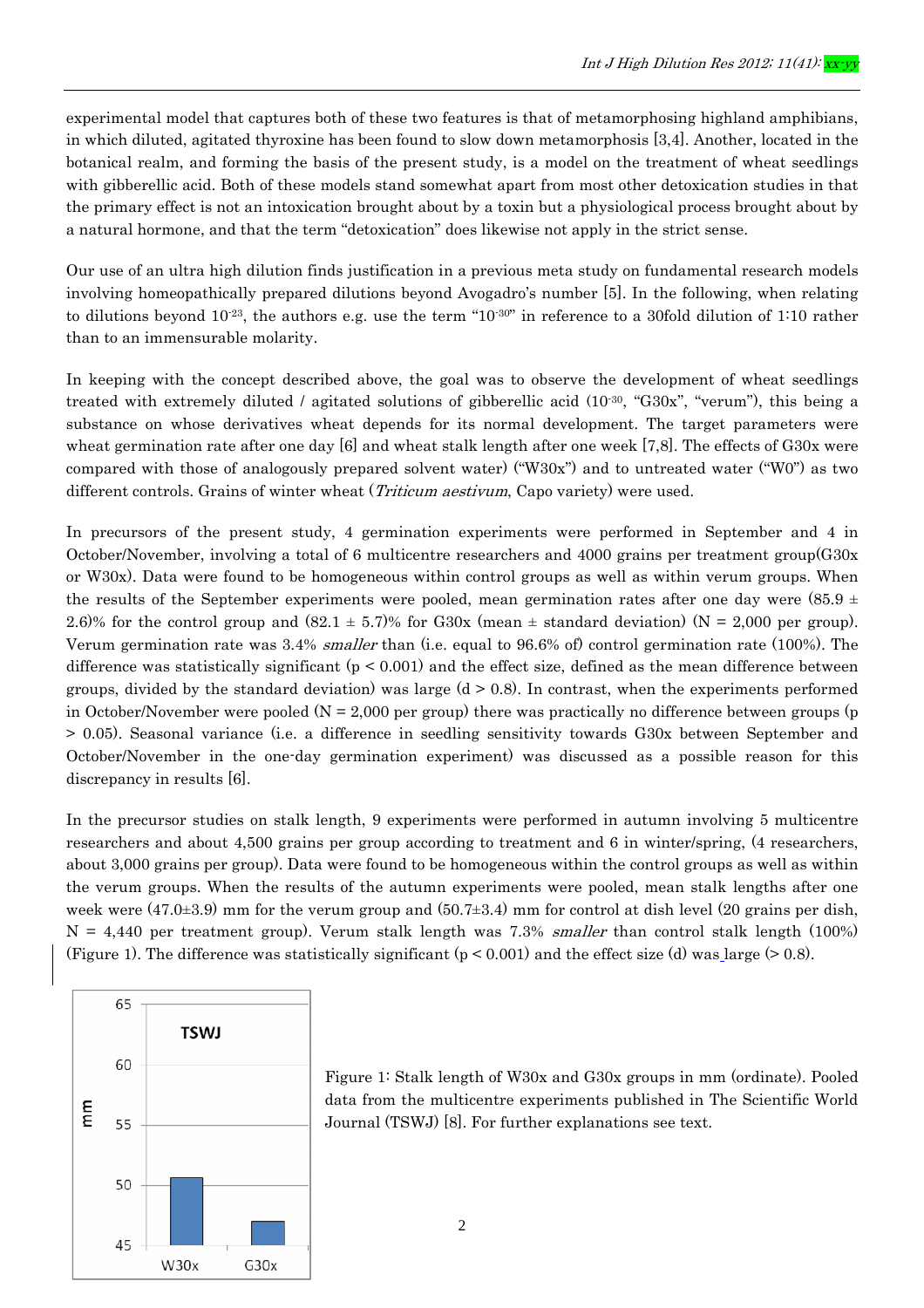experimental model that captures both of these two features is that of metamorphosing highland amphibians, in which diluted, agitated thyroxine has been found to slow down metamorphosis [3,4]. Another, located in the botanical realm, and forming the basis of the present study, is a model on the treatment of wheat seedlings with gibberellic acid. Both of these models stand somewhat apart from most other detoxication studies in that the primary effect is not an intoxication brought about by a toxin but a physiological process brought about by a natural hormone, and that the term "detoxication" does likewise not apply in the strict sense.

Our use of an ultra high dilution finds justification in a previous meta study on fundamental research models involving homeopathically prepared dilutions beyond Avogadro's number [5]. In the following, when relating to dilutions beyond $10^{-23}$, the authors e.g. use the term "$10^{-30}$" in reference to a 30fold dilution of 1:10 rather than to an immensurable molarity.

In keeping with the concept described above, the goal was to observe the development of wheat seedlings treated with extremely diluted / agitated solutions of gibberellic acid ($10^{-30}$, "G30x", "verum"), this being a substance on whose derivatives wheat depends for its normal development. The target parameters were wheat germination rate after one day [6] and wheat stalk length after one week [7,8]. The effects of G30x were compared with those of analogously prepared solvent water) ("W30x") and to untreated water ("W0") as two different controls. Grains of winter wheat (*Triticum aestivum*, Capo variety) were used.

In precursors of the present study, 4 germination experiments were performed in September and 4 in October/November, involving a total of 6 multicentre researchers and 4000 grains per treatment group(G30x or W30x). Data were found to be homogeneous within control groups as well as within verum groups. When the results of the September experiments were pooled, mean germination rates after one day were (85.9 ± 2.6)% for the control group and (82.1 ± 5.7)% for G30x (mean ± standard deviation) (N = 2,000 per group). Verum germination rate was 3.4% *smaller* than (i.e. equal to 96.6% of) control germination rate (100%). The difference was statistically significant ($p < 0.001$) and the effect size, defined as the mean difference between groups, divided by the standard deviation) was large ($d > 0.8$). In contrast, when the experiments performed in October/November were pooled (N = 2,000 per group) there was practically no difference between groups ($p > 0.05$). Seasonal variance (i.e. a difference in seedling sensitivity towards G30x between September and October/November in the one-day germination experiment) was discussed as a possible reason for this discrepancy in results [6].

In the precursor studies on stalk length, 9 experiments were performed in autumn involving 5 multicentre researchers and about 4,500 grains per group according to treatment and 6 in winter/spring, (4 researchers, about 3,000 grains per group). Data were found to be homogeneous within the control groups as well as within the verum groups. When the results of the autumn experiments were pooled, mean stalk lengths after one week were (47.0±3.9) mm for the verum group and (50.7±3.4) mm for control at dish level (20 grains per dish, N = 4,440 per treatment group). Verum stalk length was 7.3% *smaller* than control stalk length (100%) (Figure 1). The difference was statistically significant ($p < 0.001$) and the effect size (d) was large (> 0.8).

Figure 1: Stalk length of W30x and G30x groups in mm (ordinate). Pooled data from the multicentre experiments published in The Scientific World Journal (TSWJ) [8]. For further explanations see text.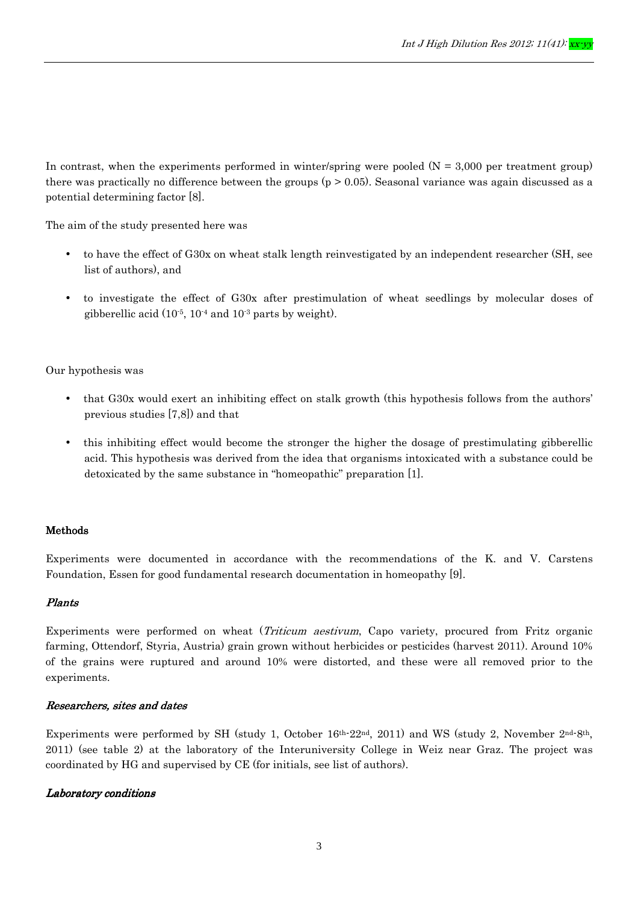In contrast, when the experiments performed in winter/spring were pooled ($N = 3{,}000$ per treatment group) there was practically no difference between the groups ($p > 0.05$). Seasonal variance was again discussed as a potential determining factor [8].

The aim of the study presented here was

- to have the effect of G30x on wheat stalk length reinvestigated by an independent researcher (SH, see list of authors), and
- to investigate the effect of G30x after prestimulation of wheat seedlings by molecular doses of gibberellic acid ($10^{-5}$, $10^{-4}$ and $10^{-3}$ parts by weight).

Our hypothesis was

- that G30x would exert an inhibiting effect on stalk growth (this hypothesis follows from the authors' previous studies [7,8]) and that
- this inhibiting effect would become the stronger the higher the dosage of prestimulating gibberellic acid. This hypothesis was derived from the idea that organisms intoxicated with a substance could be detoxicated by the same substance in "homeopathic" preparation [1].

## Methods

Experiments were documented in accordance with the recommendations of the K. and V. Carstens Foundation, Essen for good fundamental research documentation in homeopathy [9].

### *Plants*

Experiments were performed on wheat (*Triticum aestivum*, Capo variety, procured from Fritz organic farming, Ottendorf, Styria, Austria) grain grown without herbicides or pesticides (harvest 2011). Around 10% of the grains were ruptured and around 10% were distorted, and these were all removed prior to the experiments.

### *Researchers, sites and dates*

Experiments were performed by SH (study 1, October 16th-22nd, 2011) and WS (study 2, November 2nd-8th, 2011) (see table 2) at the laboratory of the Interuniversity College in Weiz near Graz. The project was coordinated by HG and supervised by CE (for initials, see list of authors).

### *Laboratory conditions*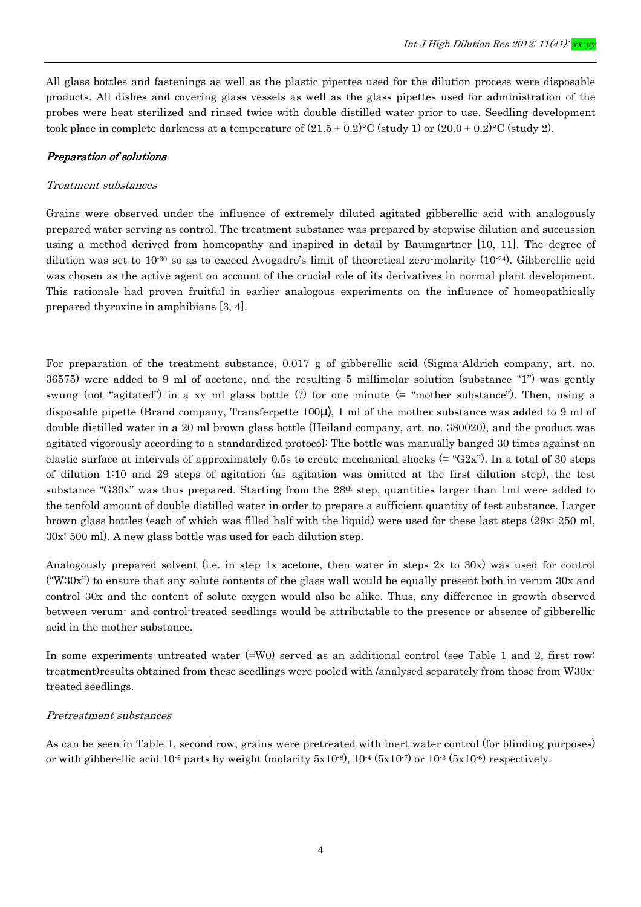All glass bottles and fastenings as well as the plastic pipettes used for the dilution process were disposable products. All dishes and covering glass vessels as well as the glass pipettes used for administration of the probes were heat sterilized and rinsed twice with double distilled water prior to use. Seedling development took place in complete darkness at a temperature of $(21.5 \pm 0.2)$°C (study 1) or $(20.0 \pm 0.2)$°C (study 2).

### *Preparation of solutions*

*Treatment substances*

Grains were observed under the influence of extremely diluted agitated gibberellic acid with analogously prepared water serving as control. The treatment substance was prepared by stepwise dilution and succussion using a method derived from homeopathy and inspired in detail by Baumgartner [10, 11]. The degree of dilution was set to $10^{-30}$ so as to exceed Avogadro's limit of theoretical zero-molarity ($10^{-24}$). Gibberellic acid was chosen as the active agent on account of the crucial role of its derivatives in normal plant development. This rationale had proven fruitful in earlier analogous experiments on the influence of homeopathically prepared thyroxine in amphibians [3, 4].

For preparation of the treatment substance, 0.017 g of gibberellic acid (Sigma-Aldrich company, art. no. 36575) were added to 9 ml of acetone, and the resulting 5 millimolar solution (substance "1") was gently swung (not "agitated") in a xy ml glass bottle (?) for one minute (= "mother substance"). Then, using a disposable pipette (Brand company, Transferpette 100μ), 1 ml of the mother substance was added to 9 ml of double distilled water in a 20 ml brown glass bottle (Heiland company, art. no. 380020), and the product was agitated vigorously according to a standardized protocol: The bottle was manually banged 30 times against an elastic surface at intervals of approximately 0.5s to create mechanical shocks (= "G2x"). In a total of 30 steps of dilution 1:10 and 29 steps of agitation (as agitation was omitted at the first dilution step), the test substance "G30x" was thus prepared. Starting from the 28th step, quantities larger than 1ml were added to the tenfold amount of double distilled water in order to prepare a sufficient quantity of test substance. Larger brown glass bottles (each of which was filled half with the liquid) were used for these last steps (29x: 250 ml, 30x: 500 ml). A new glass bottle was used for each dilution step.

Analogously prepared solvent (i.e. in step 1x acetone, then water in steps 2x to 30x) was used for control ("W30x") to ensure that any solute contents of the glass wall would be equally present both in verum 30x and control 30x and the content of solute oxygen would also be alike. Thus, any difference in growth observed between verum- and control-treated seedlings would be attributable to the presence or absence of gibberellic acid in the mother substance.

In some experiments untreated water (=W0) served as an additional control (see Table 1 and 2, first row: treatment)results obtained from these seedlings were pooled with /analysed separately from those from W30x-treated seedlings.

*Pretreatment substances*

As can be seen in Table 1, second row, grains were pretreated with inert water control (for blinding purposes) or with gibberellic acid $10^{-5}$ parts by weight (molarity $5 \times 10^{-8}$), $10^{-4}$ ($5 \times 10^{-7}$) or $10^{-3}$ ($5 \times 10^{-6}$) respectively.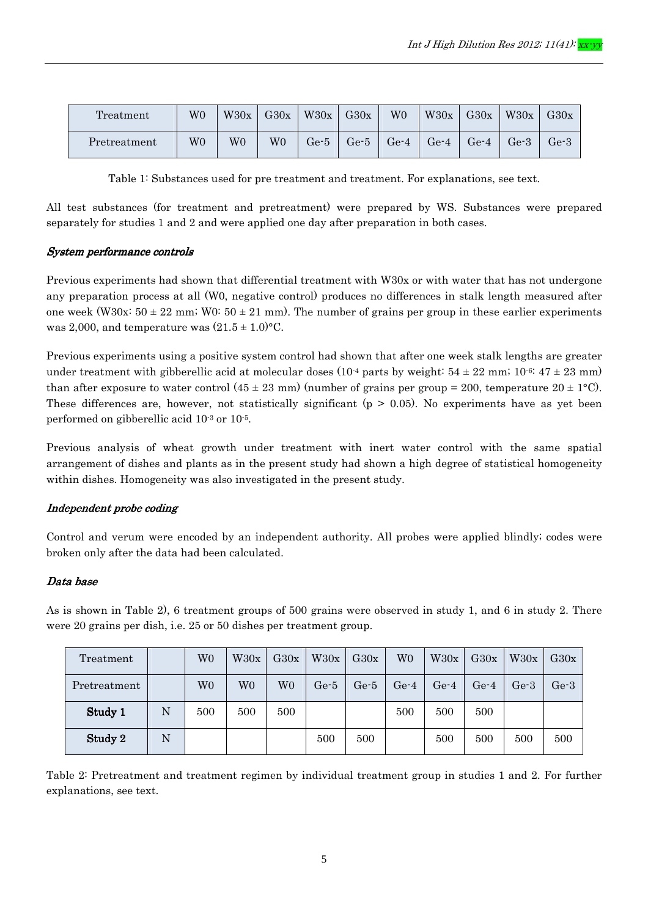| Treatment | W0 | W30x | G30x | W30x | G30x | W0 | W30x | G30x | W30x | G30x |
|---|---|---|---|---|---|---|---|---|---|---|
| Pretreatment | W0 | W0 | W0 | Ge-5 | Ge-5 | Ge-4 | Ge-4 | Ge-4 | Ge-3 | Ge-3 |

Table 1: Substances used for pre treatment and treatment. For explanations, see text.

All test substances (for treatment and pretreatment) were prepared by WS. Substances were prepared separately for studies 1 and 2 and were applied one day after preparation in both cases.

### *System performance controls*

Previous experiments had shown that differential treatment with W30x or with water that has not undergone any preparation process at all (W0, negative control) produces no differences in stalk length measured after one week (W30x: $50 \pm 22$ mm; W0: $50 \pm 21$ mm). The number of grains per group in these earlier experiments was 2,000, and temperature was $(21.5 \pm 1.0)$°C.

Previous experiments using a positive system control had shown that after one week stalk lengths are greater under treatment with gibberellic acid at molecular doses ($10^{-4}$ parts by weight: $54 \pm 22$ mm; $10^{-6}$: $47 \pm 23$ mm) than after exposure to water control ($45 \pm 23$ mm) (number of grains per group = 200, temperature $20 \pm 1$°C). These differences are, however, not statistically significant ($p > 0.05$). No experiments have as yet been performed on gibberellic acid $10^{-3}$ or $10^{-5}$.

Previous analysis of wheat growth under treatment with inert water control with the same spatial arrangement of dishes and plants as in the present study had shown a high degree of statistical homogeneity within dishes. Homogeneity was also investigated in the present study.

### *Independent probe coding*

Control and verum were encoded by an independent authority. All probes were applied blindly; codes were broken only after the data had been calculated.

### *Data base*

As is shown in Table 2), 6 treatment groups of 500 grains were observed in study 1, and 6 in study 2. There were 20 grains per dish, i.e. 25 or 50 dishes per treatment group.

| Treatment | | W0 | W30x | G30x | W30x | G30x | W0 | W30x | G30x | W30x | G30x |
|---|---|---|---|---|---|---|---|---|---|---|---|
| Pretreatment | | W0 | W0 | W0 | Ge-5 | Ge-5 | Ge-4 | Ge-4 | Ge-4 | Ge-3 | Ge-3 |
| **Study 1** | N | 500 | 500 | 500 | | | 500 | 500 | 500 | | |
| **Study 2** | N | | | | 500 | 500 | | 500 | 500 | 500 | 500 |

Table 2: Pretreatment and treatment regimen by individual treatment group in studies 1 and 2. For further explanations, see text.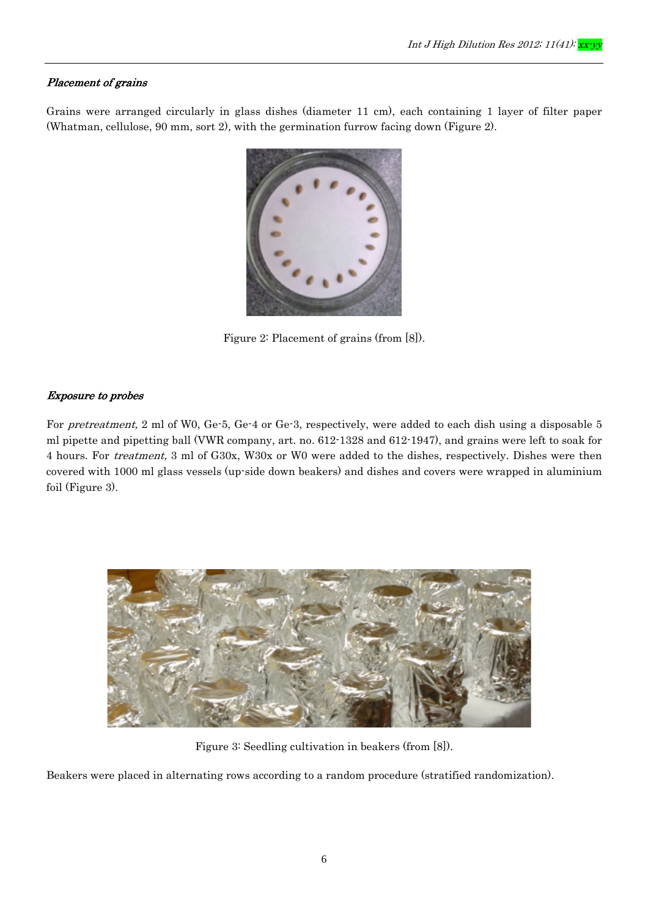*Placement of grains*

Grains were arranged circularly in glass dishes (diameter 11 cm), each containing 1 layer of filter paper (Whatman, cellulose, 90 mm, sort 2), with the germination furrow facing down (Figure 2).

Figure 2: Placement of grains (from [8]).

*Exposure to probes*

For *pretreatment,* 2 ml of W0, Ge-5, Ge-4 or Ge-3, respectively, were added to each dish using a disposable 5 ml pipette and pipetting ball (VWR company, art. no. 612-1328 and 612-1947), and grains were left to soak for 4 hours. For *treatment,* 3 ml of G30x, W30x or W0 were added to the dishes, respectively. Dishes were then covered with 1000 ml glass vessels (up-side down beakers) and dishes and covers were wrapped in aluminium foil (Figure 3).

Figure 3: Seedling cultivation in beakers (from [8]).

Beakers were placed in alternating rows according to a random procedure (stratified randomization).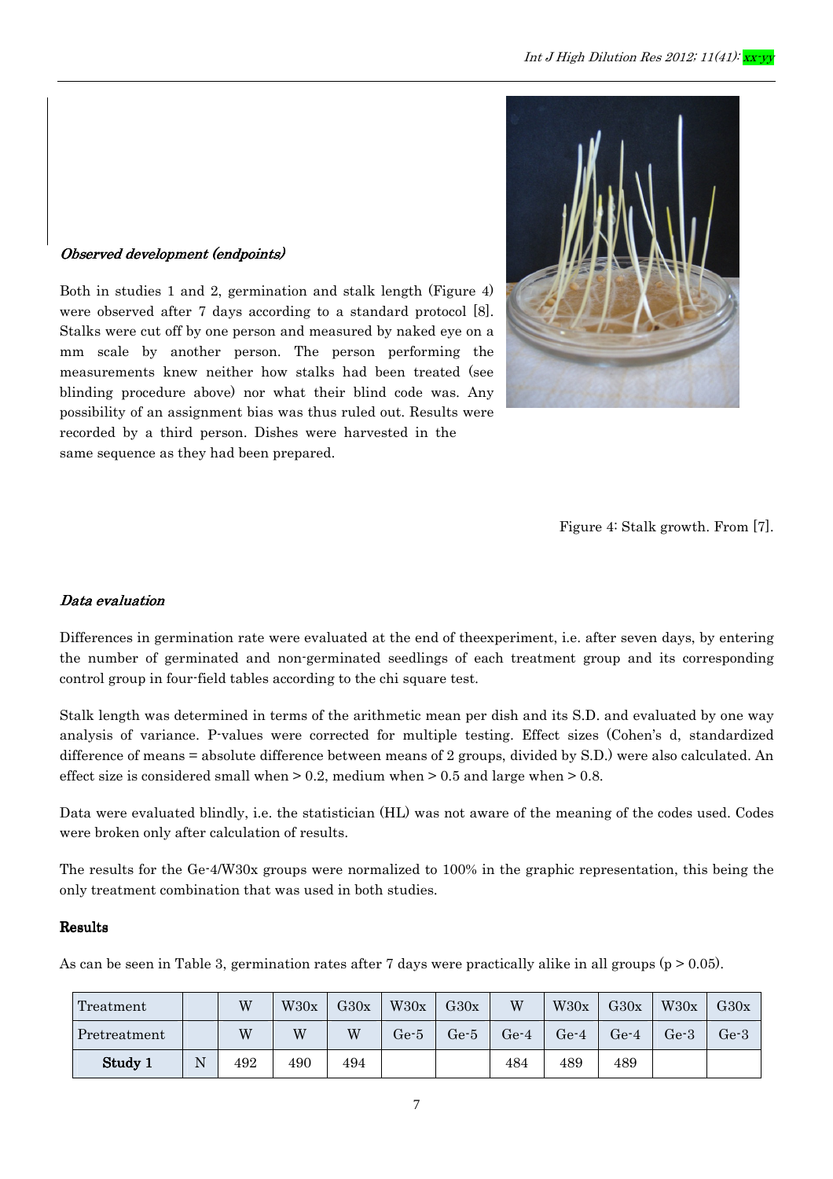*Observed development (endpoints)*

Both in studies 1 and 2, germination and stalk length (Figure 4) were observed after 7 days according to a standard protocol [8]. Stalks were cut off by one person and measured by naked eye on a mm scale by another person. The person performing the measurements knew neither how stalks had been treated (see blinding procedure above) nor what their blind code was. Any possibility of an assignment bias was thus ruled out. Results were recorded by a third person. Dishes were harvested in the same sequence as they had been prepared.

Figure 4: Stalk growth. From [7].

*Data evaluation*

Differences in germination rate were evaluated at the end of theexperiment, i.e. after seven days, by entering the number of germinated and non-germinated seedlings of each treatment group and its corresponding control group in four-field tables according to the chi square test.

Stalk length was determined in terms of the arithmetic mean per dish and its S.D. and evaluated by one way analysis of variance. P-values were corrected for multiple testing. Effect sizes (Cohen's d, standardized difference of means = absolute difference between means of 2 groups, divided by S.D.) were also calculated. An effect size is considered small when > 0.2, medium when > 0.5 and large when > 0.8.

Data were evaluated blindly, i.e. the statistician (HL) was not aware of the meaning of the codes used. Codes were broken only after calculation of results.

The results for the Ge-4/W30x groups were normalized to 100% in the graphic representation, this being the only treatment combination that was used in both studies.

**Results**

As can be seen in Table 3, germination rates after 7 days were practically alike in all groups ($p > 0.05$).

| Treatment | | W | W30x | G30x | W30x | G30x | W | W30x | G30x | W30x | G30x |
|---|---|---|---|---|---|---|---|---|---|---|---|
| Pretreatment | | W | W | W | Ge-5 | Ge-5 | Ge-4 | Ge-4 | Ge-4 | Ge-3 | Ge-3 |
| **Study 1** | N | 492 | 490 | 494 | | | 484 | 489 | 489 | | |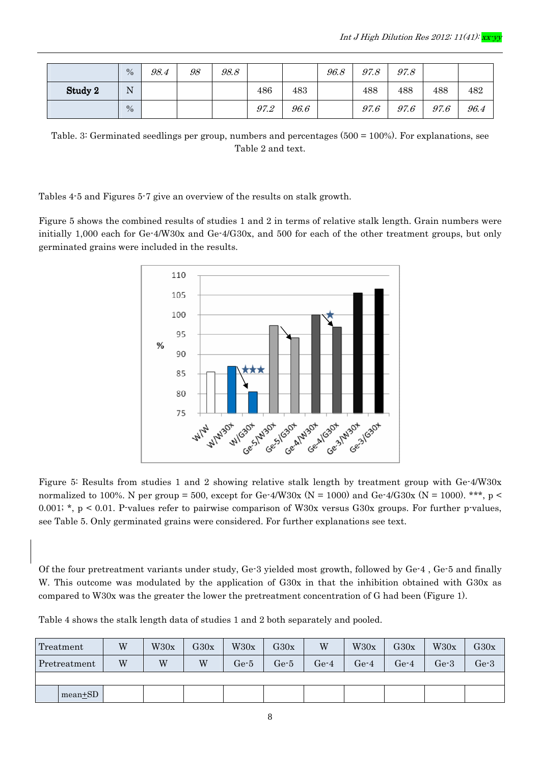| | % | *98.4* | *98* | *98.8* | | | *96.8* | *97.8* | *97.8* | | |
|---|---|---|---|---|---|---|---|---|---|---|---|
| **Study 2** | N | | | | 486 | 483 | | 488 | 488 | 488 | 482 |
| | % | | | | *97.2* | *96.6* | | *97.6* | *97.6* | *97.6* | *96.4* |

Table. 3: Germinated seedlings per group, numbers and percentages (500 = 100%). For explanations, see Table 2 and text.

Tables 4-5 and Figures 5-7 give an overview of the results on stalk growth.

Figure 5 shows the combined results of studies 1 and 2 in terms of relative stalk length. Grain numbers were initially 1,000 each for Ge-4/W30x and Ge-4/G30x, and 500 for each of the other treatment groups, but only germinated grains were included in the results.

Figure 5: Results from studies 1 and 2 showing relative stalk length by treatment group with Ge-4/W30x normalized to 100%. N per group = 500, except for Ge-4/W30x (N = 1000) and Ge-4/G30x (N = 1000). ***, $p < 0.001$; *, $p < 0.01$. P-values refer to pairwise comparison of W30x versus G30x groups. For further p-values, see Table 5. Only germinated grains were considered. For further explanations see text.

Of the four pretreatment variants under study, Ge-3 yielded most growth, followed by Ge-4 , Ge-5 and finally W. This outcome was modulated by the application of G30x in that the inhibition obtained with G30x as compared to W30x was the greater the lower the pretreatment concentration of G had been (Figure 1).

Table 4 shows the stalk length data of studies 1 and 2 both separately and pooled.

| Treatment | W | W30x | G30x | W30x | G30x | W | W30x | G30x | W30x | G30x |
|---|---|---|---|---|---|---|---|---|---|---|
| Pretreatment | W | W | W | Ge-5 | Ge-5 | Ge-4 | Ge-4 | Ge-4 | Ge-3 | Ge-3 |
| | | | | | | | | | | |
| mean±SD | | | | | | | | | | |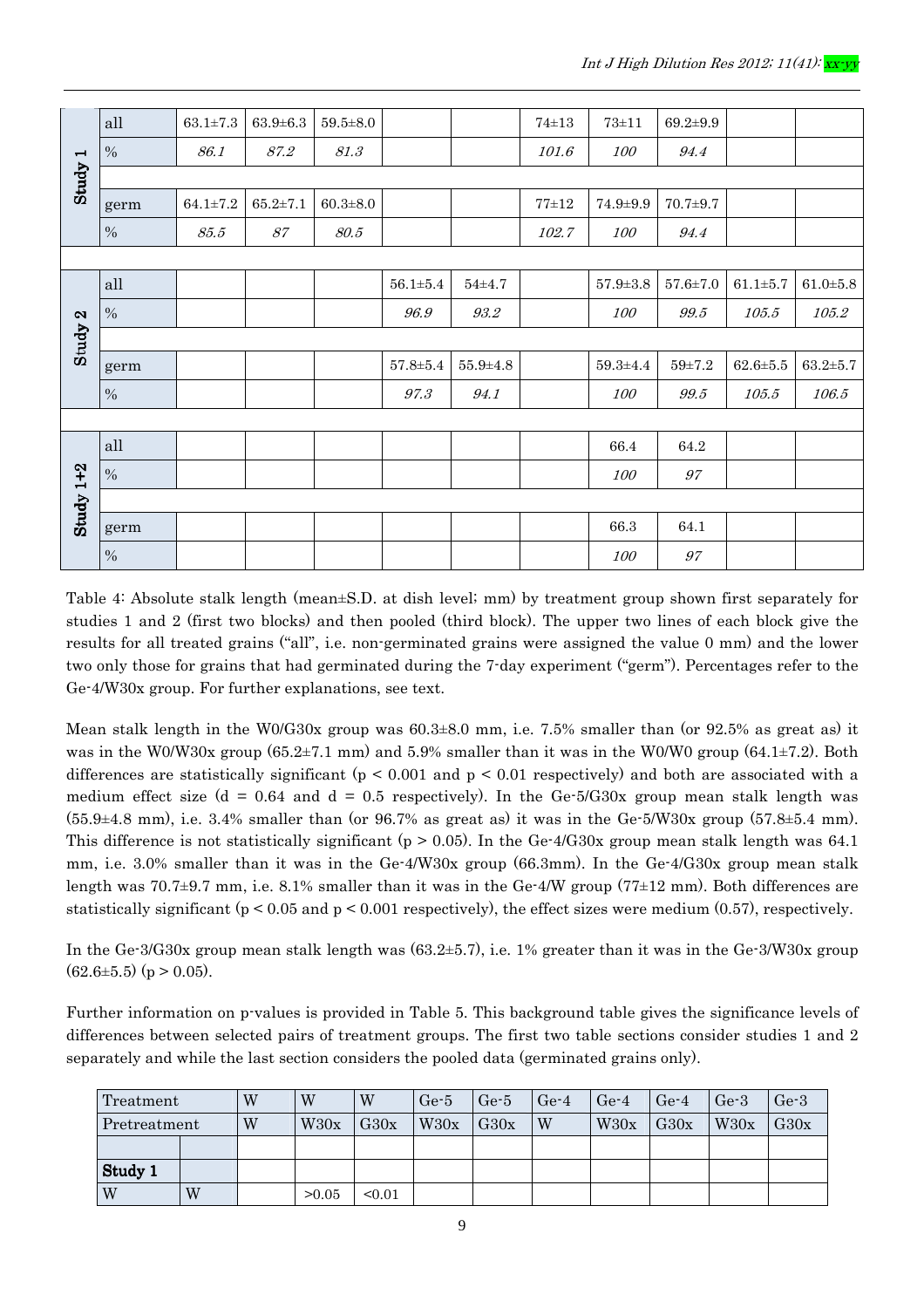| | | | | | | | | | | | |
|---|---|---|---|---|---|---|---|---|---|---|---|
| **Study 1** | all | 63.1±7.3 | 63.9±6.3 | 59.5±8.0 | | | 74±13 | 73±11 | 69.2±9.9 | | |
| | % | *86.1* | *87.2* | *81.3* | | | *101.6* | *100* | *94.4* | | |
| | | | | | | | | | | | |
| | germ | 64.1±7.2 | 65.2±7.1 | 60.3±8.0 | | | 77±12 | 74.9±9.9 | 70.7±9.7 | | |
| | % | *85.5* | *87* | *80.5* | | | *102.7* | *100* | *94.4* | | |
| | | | | | | | | | | | |
| **Study 2** | all | | | | 56.1±5.4 | 54±4.7 | | 57.9±3.8 | 57.6±7.0 | 61.1±5.7 | 61.0±5.8 |
| | % | | | | *96.9* | *93.2* | | *100* | *99.5* | *105.5* | *105.2* |
| | | | | | | | | | | | |
| | germ | | | | 57.8±5.4 | 55.9±4.8 | | 59.3±4.4 | 59±7.2 | 62.6±5.5 | 63.2±5.7 |
| | % | | | | *97.3* | *94.1* | | *100* | *99.5* | *105.5* | *106.5* |
| | | | | | | | | | | | |
| **Study 1+2** | all | | | | | | | 66.4 | 64.2 | | |
| | % | | | | | | | *100* | *97* | | |
| | | | | | | | | | | | |
| | germ | | | | | | | 66.3 | 64.1 | | |
| | % | | | | | | | *100* | *97* | | |

Table 4: Absolute stalk length (mean±S.D. at dish level; mm) by treatment group shown first separately for studies 1 and 2 (first two blocks) and then pooled (third block). The upper two lines of each block give the results for all treated grains ("all", i.e. non-germinated grains were assigned the value 0 mm) and the lower two only those for grains that had germinated during the 7-day experiment ("germ"). Percentages refer to the Ge-4/W30x group. For further explanations, see text.

Mean stalk length in the W0/G30x group was 60.3±8.0 mm, i.e. 7.5% smaller than (or 92.5% as great as) it was in the W0/W30x group (65.2±7.1 mm) and 5.9% smaller than it was in the W0/W0 group (64.1±7.2). Both differences are statistically significant ($p < 0.001$ and $p < 0.01$ respectively) and both are associated with a medium effect size ($d = 0.64$ and $d = 0.5$ respectively). In the Ge-5/G30x group mean stalk length was (55.9±4.8 mm), i.e. 3.4% smaller than (or 96.7% as great as) it was in the Ge-5/W30x group (57.8±5.4 mm). This difference is not statistically significant ($p > 0.05$). In the Ge-4/G30x group mean stalk length was 64.1 mm, i.e. 3.0% smaller than it was in the Ge-4/W30x group (66.3mm). In the Ge-4/G30x group mean stalk length was 70.7±9.7 mm, i.e. 8.1% smaller than it was in the Ge-4/W group (77±12 mm). Both differences are statistically significant ($p < 0.05$ and $p < 0.001$ respectively), the effect sizes were medium (0.57), respectively.

In the Ge-3/G30x group mean stalk length was (63.2±5.7), i.e. 1% greater than it was in the Ge-3/W30x group (62.6±5.5) ($p > 0.05$).

Further information on p-values is provided in Table 5. This background table gives the significance levels of differences between selected pairs of treatment groups. The first two table sections consider studies 1 and 2 separately and while the last section considers the pooled data (germinated grains only).

| Treatment | | W | W | W | Ge-5 | Ge-5 | Ge-4 | Ge-4 | Ge-4 | Ge-3 | Ge-3 |
|---|---|---|---|---|---|---|---|---|---|---|---|
| Pretreatment | | W | W30x | G30x | W30x | G30x | W | W30x | G30x | W30x | G30x |
| | | | | | | | | | | | |
| **Study 1** | | | | | | | | | | | |
| W | W | | >0.05 | <0.01 | | | | | | | |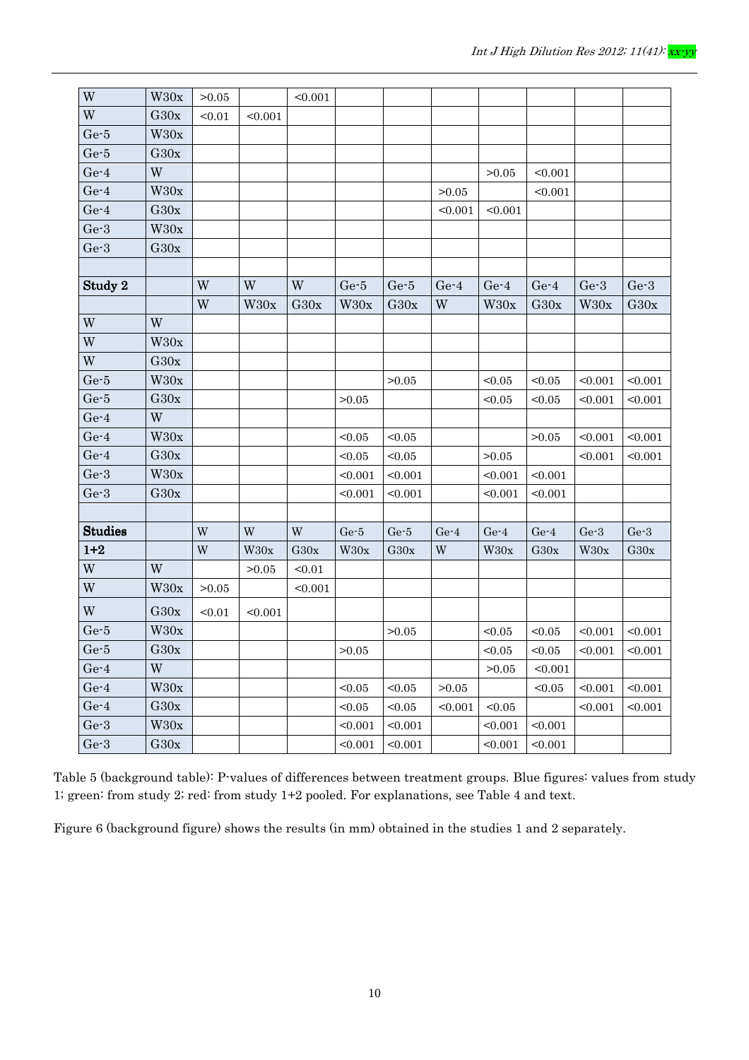| | | | | | | | | | | | |
|---|---|---|---|---|---|---|---|---|---|---|---|
| W | W30x | >0.05 | | <0.001 | | | | | | | |
| W | G30x | <0.01 | <0.001 | | | | | | | | |
| Ge-5 | W30x | | | | | | | | | | |
| Ge-5 | G30x | | | | | | | | | | |
| Ge-4 | W | | | | | | | >0.05 | <0.001 | | |
| Ge-4 | W30x | | | | | | >0.05 | | <0.001 | | |
| Ge-4 | G30x | | | | | | <0.001 | <0.001 | | | |
| Ge-3 | W30x | | | | | | | | | | |
| Ge-3 | G30x | | | | | | | | | | |
| | | | | | | | | | | | |
| **Study 2** | | W | W | W | Ge-5 | Ge-5 | Ge-4 | Ge-4 | Ge-4 | Ge-3 | Ge-3 |
| | | W | W30x | G30x | W30x | G30x | W | W30x | G30x | W30x | G30x |
| W | W | | | | | | | | | | |
| W | W30x | | | | | | | | | | |
| W | G30x | | | | | | | | | | |
| Ge-5 | W30x | | | | | >0.05 | | <0.05 | <0.05 | <0.001 | <0.001 |
| Ge-5 | G30x | | | | >0.05 | | | <0.05 | <0.05 | <0.001 | <0.001 |
| Ge-4 | W | | | | | | | | | | |
| Ge-4 | W30x | | | | <0.05 | <0.05 | | | >0.05 | <0.001 | <0.001 |
| Ge-4 | G30x | | | | <0.05 | <0.05 | | >0.05 | | <0.001 | <0.001 |
| Ge-3 | W30x | | | | <0.001 | <0.001 | | <0.001 | <0.001 | | |
| Ge-3 | G30x | | | | <0.001 | <0.001 | | <0.001 | <0.001 | | |
| | | | | | | | | | | | |
| **Studies** | | W | W | W | Ge-5 | Ge-5 | Ge-4 | Ge-4 | Ge-4 | Ge-3 | Ge-3 |
| **1+2** | | W | W30x | G30x | W30x | G30x | W | W30x | G30x | W30x | G30x |
| W | W | | >0.05 | <0.01 | | | | | | | |
| W | W30x | >0.05 | | <0.001 | | | | | | | |
| W | G30x | <0.01 | <0.001 | | | | | | | | |
| Ge-5 | W30x | | | | | >0.05 | | <0.05 | <0.05 | <0.001 | <0.001 |
| Ge-5 | G30x | | | | >0.05 | | | <0.05 | <0.05 | <0.001 | <0.001 |
| Ge-4 | W | | | | | | | >0.05 | <0.001 | | |
| Ge-4 | W30x | | | | <0.05 | <0.05 | >0.05 | | <0.05 | <0.001 | <0.001 |
| Ge-4 | G30x | | | | <0.05 | <0.05 | <0.001 | <0.05 | | <0.001 | <0.001 |
| Ge-3 | W30x | | | | <0.001 | <0.001 | | <0.001 | <0.001 | | |
| Ge-3 | G30x | | | | <0.001 | <0.001 | | <0.001 | <0.001 | | |

Table 5 (background table): P-values of differences between treatment groups. Blue figures: values from study 1; green: from study 2; red: from study 1+2 pooled. For explanations, see Table 4 and text.

Figure 6 (background figure) shows the results (in mm) obtained in the studies 1 and 2 separately.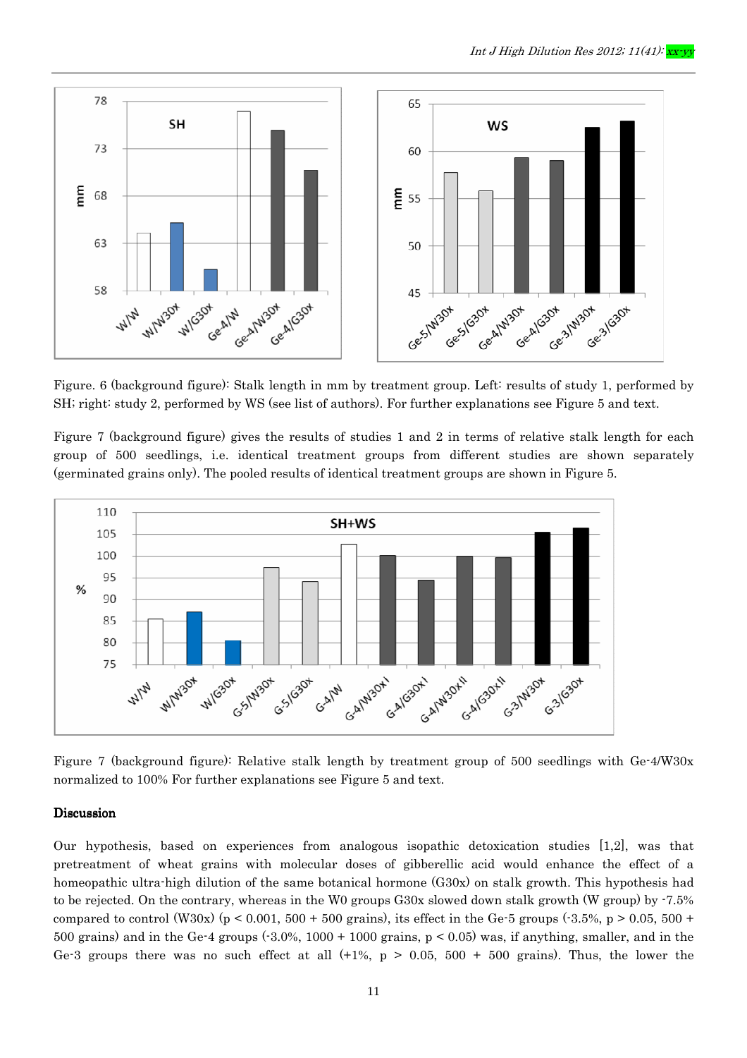Figure. 6 (background figure): Stalk length in mm by treatment group. Left: results of study 1, performed by SH; right: study 2, performed by WS (see list of authors). For further explanations see Figure 5 and text.

Figure 7 (background figure) gives the results of studies 1 and 2 in terms of relative stalk length for each group of 500 seedlings, i.e. identical treatment groups from different studies are shown separately (germinated grains only). The pooled results of identical treatment groups are shown in Figure 5.

Figure 7 (background figure): Relative stalk length by treatment group of 500 seedlings with Ge-4/W30x normalized to 100% For further explanations see Figure 5 and text.

## Discussion

Our hypothesis, based on experiences from analogous isopathic detoxication studies [1,2], was that pretreatment of wheat grains with molecular doses of gibberellic acid would enhance the effect of a homeopathic ultra-high dilution of the same botanical hormone (G30x) on stalk growth. This hypothesis had to be rejected. On the contrary, whereas in the W0 groups G30x slowed down stalk growth (W group) by -7.5% compared to control (W30x) ($p < 0.001$, 500 + 500 grains), its effect in the Ge-5 groups (-3.5%, $p > 0.05$, 500 + 500 grains) and in the Ge-4 groups (-3.0%, 1000 + 1000 grains, $p < 0.05$) was, if anything, smaller, and in the Ge-3 groups there was no such effect at all (+1%, $p > 0.05$, 500 + 500 grains). Thus, the lower the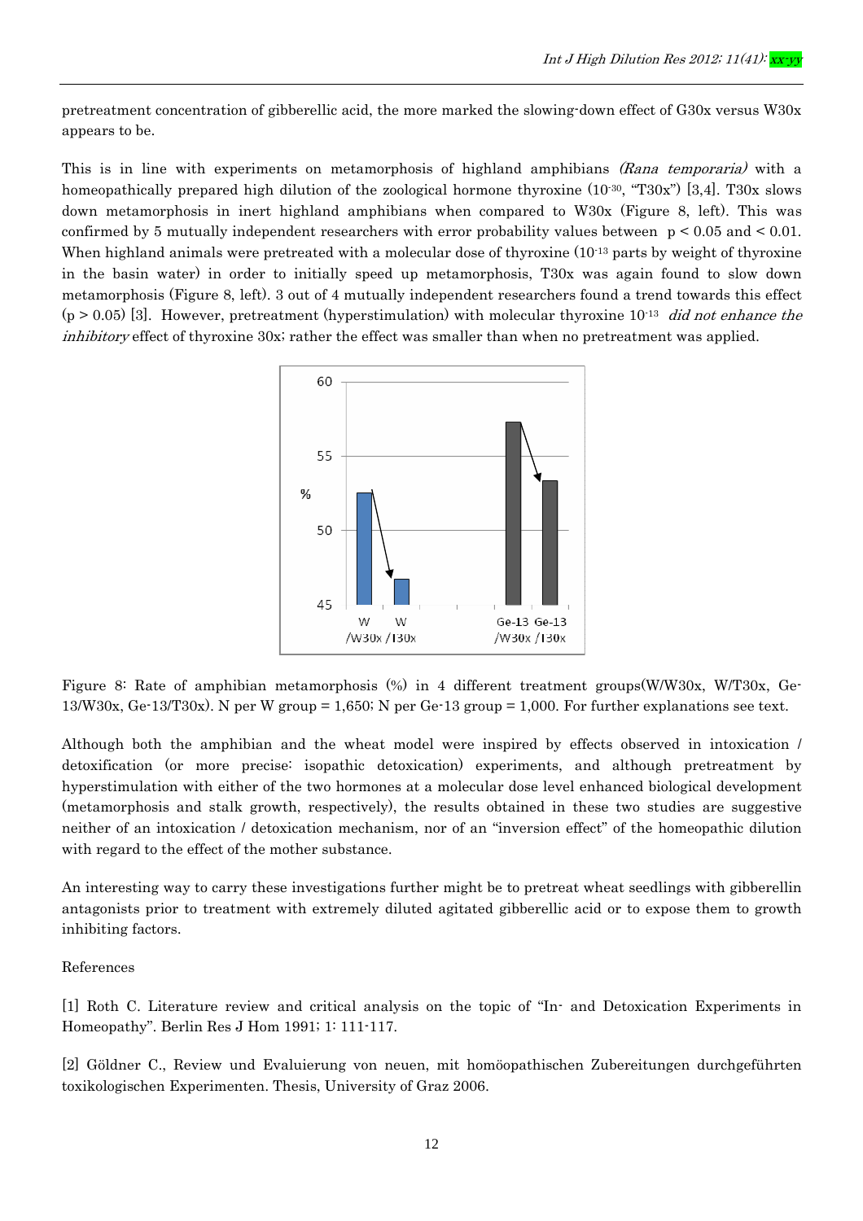pretreatment concentration of gibberellic acid, the more marked the slowing-down effect of G30x versus W30x appears to be.

This is in line with experiments on metamorphosis of highland amphibians *(Rana temporaria)* with a homeopathically prepared high dilution of the zoological hormone thyroxine ($10^{-30}$, "T30x") [3,4]. T30x slows down metamorphosis in inert highland amphibians when compared to W30x (Figure 8, left). This was confirmed by 5 mutually independent researchers with error probability values between $p < 0.05$ and $< 0.01$. When highland animals were pretreated with a molecular dose of thyroxine ($10^{-13}$ parts by weight of thyroxine in the basin water) in order to initially speed up metamorphosis, T30x was again found to slow down metamorphosis (Figure 8, left). 3 out of 4 mutually independent researchers found a trend towards this effect ($p > 0.05$) [3]. However, pretreatment (hyperstimulation) with molecular thyroxine $10^{-13}$ *did not enhance the inhibitory* effect of thyroxine 30x; rather the effect was smaller than when no pretreatment was applied.

Figure 8: Rate of amphibian metamorphosis (%) in 4 different treatment groups(W/W30x, W/T30x, Ge-13/W30x, Ge-13/T30x). N per W group = 1,650; N per Ge-13 group = 1,000. For further explanations see text.

Although both the amphibian and the wheat model were inspired by effects observed in intoxication / detoxification (or more precise: isopathic detoxication) experiments, and although pretreatment by hyperstimulation with either of the two hormones at a molecular dose level enhanced biological development (metamorphosis and stalk growth, respectively), the results obtained in these two studies are suggestive neither of an intoxication / detoxication mechanism, nor of an "inversion effect" of the homeopathic dilution with regard to the effect of the mother substance.

An interesting way to carry these investigations further might be to pretreat wheat seedlings with gibberellin antagonists prior to treatment with extremely diluted agitated gibberellic acid or to expose them to growth inhibiting factors.

References

[1] Roth C. Literature review and critical analysis on the topic of "In- and Detoxication Experiments in Homeopathy". Berlin Res J Hom 1991; 1: 111-117.

[2] Göldner C., Review und Evaluierung von neuen, mit homöopathischen Zubereitungen durchgeführten toxikologischen Experimenten. Thesis, University of Graz 2006.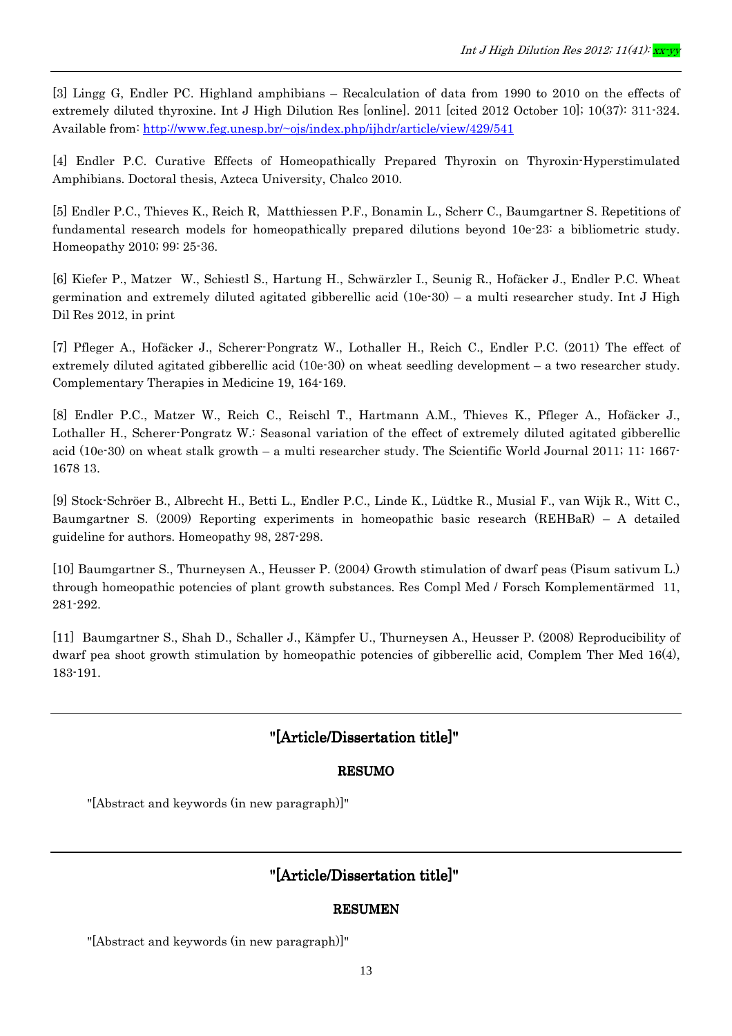[3] Lingg G, Endler PC. Highland amphibians – Recalculation of data from 1990 to 2010 on the effects of extremely diluted thyroxine. Int J High Dilution Res [online]. 2011 [cited 2012 October 10]; 10(37): 311-324. Available from: http://www.feg.unesp.br/~ojs/index.php/ijhdr/article/view/429/541

[4] Endler P.C. Curative Effects of Homeopathically Prepared Thyroxin on Thyroxin-Hyperstimulated Amphibians. Doctoral thesis, Azteca University, Chalco 2010.

[5] Endler P.C., Thieves K., Reich R, Matthiessen P.F., Bonamin L., Scherr C., Baumgartner S. Repetitions of fundamental research models for homeopathically prepared dilutions beyond 10e-23: a bibliometric study. Homeopathy 2010; 99: 25-36.

[6] Kiefer P., Matzer W., Schiestl S., Hartung H., Schwärzler I., Seunig R., Hofäcker J., Endler P.C. Wheat germination and extremely diluted agitated gibberellic acid (10e-30) – a multi researcher study. Int J High Dil Res 2012, in print

[7] Pfleger A., Hofäcker J., Scherer-Pongratz W., Lothaller H., Reich C., Endler P.C. (2011) The effect of extremely diluted agitated gibberellic acid (10e-30) on wheat seedling development – a two researcher study. Complementary Therapies in Medicine 19, 164-169.

[8] Endler P.C., Matzer W., Reich C., Reischl T., Hartmann A.M., Thieves K., Pfleger A., Hofäcker J., Lothaller H., Scherer-Pongratz W.: Seasonal variation of the effect of extremely diluted agitated gibberellic acid (10e-30) on wheat stalk growth – a multi researcher study. The Scientific World Journal 2011; 11: 1667-1678 13.

[9] Stock-Schröer B., Albrecht H., Betti L., Endler P.C., Linde K., Lüdtke R., Musial F., van Wijk R., Witt C., Baumgartner S. (2009) Reporting experiments in homeopathic basic research (REHBaR) – A detailed guideline for authors. Homeopathy 98, 287-298.

[10] Baumgartner S., Thurneysen A., Heusser P. (2004) Growth stimulation of dwarf peas (Pisum sativum L.) through homeopathic potencies of plant growth substances. Res Compl Med / Forsch Komplementärmed 11, 281-292.

[11] Baumgartner S., Shah D., Schaller J., Kämpfer U., Thurneysen A., Heusser P. (2008) Reproducibility of dwarf pea shoot growth stimulation by homeopathic potencies of gibberellic acid, Complem Ther Med 16(4), 183-191.

---

## "[Article/Dissertation title]"

### RESUMO

"[Abstract and keywords (in new paragraph)]"

---

## "[Article/Dissertation title]"

### RESUMEN

"[Abstract and keywords (in new paragraph)]"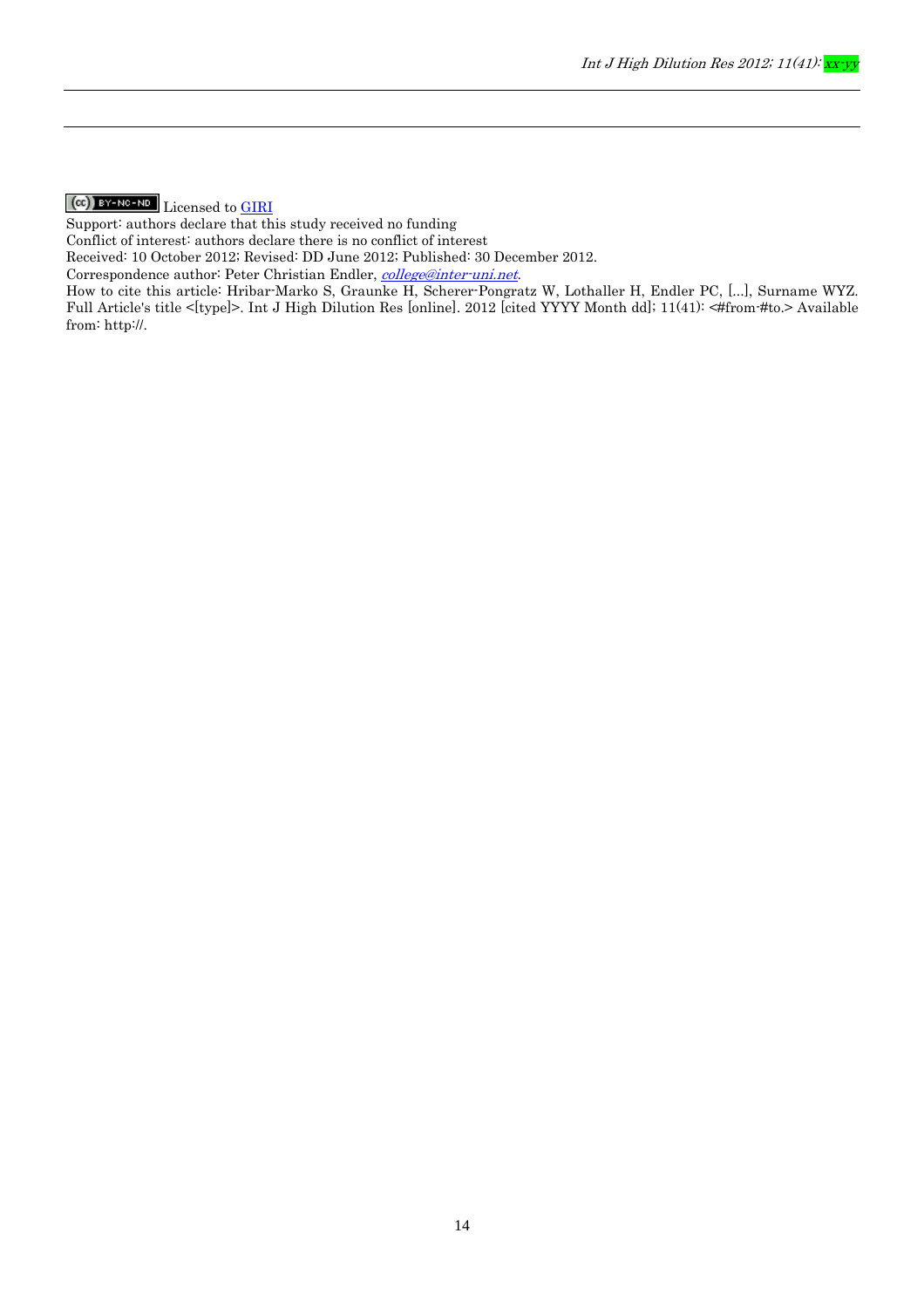(cc) BY-NC-ND Licensed to [GIRI](GIRI)

Support: authors declare that this study received no funding

Conflict of interest: authors declare there is no conflict of interest

Received: 10 October 2012; Revised: DD June 2012; Published: 30 December 2012.

Correspondence author: Peter Christian Endler, *college@inter-uni.net*.

How to cite this article: Hribar-Marko S, Graunke H, Scherer-Pongratz W, Lothaller H, Endler PC, [...], Surname WYZ. Full Article's title <[type]>. Int J High Dilution Res [online]. 2012 [cited YYYY Month dd]; 11(41): <#from-#to.> Available from: http://.